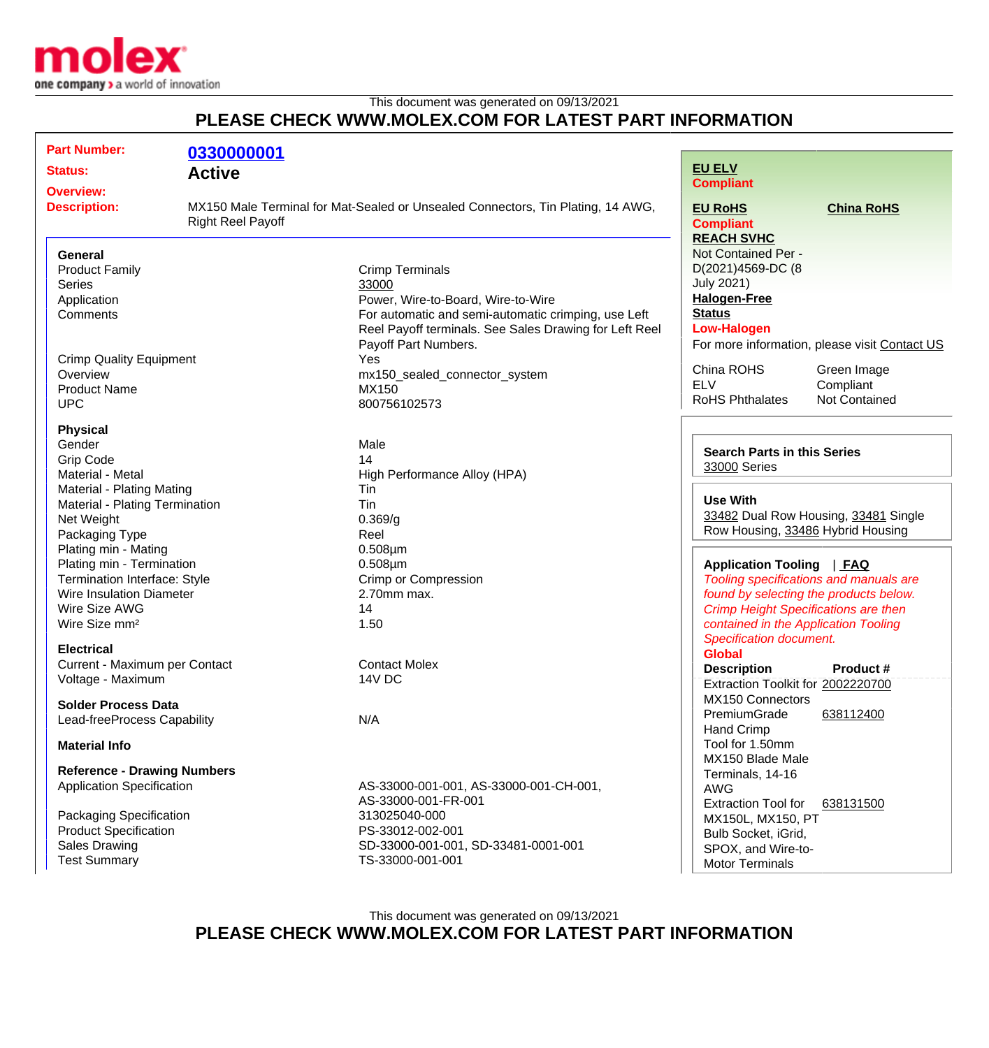This document was generated on 09/13/2021

## PLEASE CHECK WWW.MOLEX.COM FOR LATEST PART INFORMATION

**Part Number:** 0330000001

**Status:** Active

**Overview:**

**Description:** MX150 Male Terminal for Mat-Sealed or Unsealed Connectors, Tin Plating, 14 AWG, Right Reel Payoff

### General

| | |
|---|---|
| Product Family | Crimp Terminals |
| Series | 33000 |
| Application | Power, Wire-to-Board, Wire-to-Wire |
| Comments | For automatic and semi-automatic crimping, use Left Reel Payoff terminals. See Sales Drawing for Left Reel Payoff Part Numbers. |
| Crimp Quality Equipment | Yes |
| Overview | mx150_sealed_connector_system |
| Product Name | MX150 |
| UPC | 800756102573 |

### Physical

| | |
|---|---|
| Gender | Male |
| Grip Code | 14 |
| Material - Metal | High Performance Alloy (HPA) |
| Material - Plating Mating | Tin |
| Material - Plating Termination | Tin |
| Net Weight | 0.369/g |
| Packaging Type | Reel |
| Plating min - Mating | 0.508µm |
| Plating min - Termination | 0.508µm |
| Termination Interface: Style | Crimp or Compression |
| Wire Insulation Diameter | 2.70mm max. |
| Wire Size AWG | 14 |
| Wire Size mm² | 1.50 |

### Electrical

| | |
|---|---|
| Current - Maximum per Contact | Contact Molex |
| Voltage - Maximum | 14V DC |

### Solder Process Data

| | |
|---|---|
| Lead-freeProcess Capability | N/A |

### Material Info

### Reference - Drawing Numbers

| | |
|---|---|
| Application Specification | AS-33000-001-001, AS-33000-001-CH-001, AS-33000-001-FR-001 |
| Packaging Specification | 313025040-000 |
| Product Specification | PS-33012-002-001 |
| Sales Drawing | SD-33000-001-001, SD-33481-0001-001 |
| Test Summary | TS-33000-001-001 |

---

**EU ELV**
Compliant

**EU RoHS**
Compliant

**China RoHS**

**REACH SVHC**
Not Contained Per - D(2021)4569-DC (8 July 2021)

**Halogen-Free Status**
Low-Halogen

For more information, please visit Contact US

| | |
|---|---|
| China ROHS | Green Image |
| ELV | Compliant |
| RoHS Phthalates | Not Contained |

**Search Parts in this Series**
33000 Series

**Use With**
33482 Dual Row Housing, 33481 Single Row Housing, 33486 Hybrid Housing

**Application Tooling** | **FAQ**

*Tooling specifications and manuals are found by selecting the products below. Crimp Height Specifications are then contained in the Application Tooling Specification document.*

**Global**

| Description | Product # |
|---|---|
| Extraction Toolkit for MX150 Connectors | 2002220700 |
| PremiumGrade Hand Crimp Tool for 1.50mm MX150 Blade Male Terminals, 14-16 AWG | 638112400 |
| Extraction Tool for MX150L, MX150, PT Bulb Socket, iGrid, SPOX, and Wire-to-Motor Terminals | 638131500 |

This document was generated on 09/13/2021

## PLEASE CHECK WWW.MOLEX.COM FOR LATEST PART INFORMATION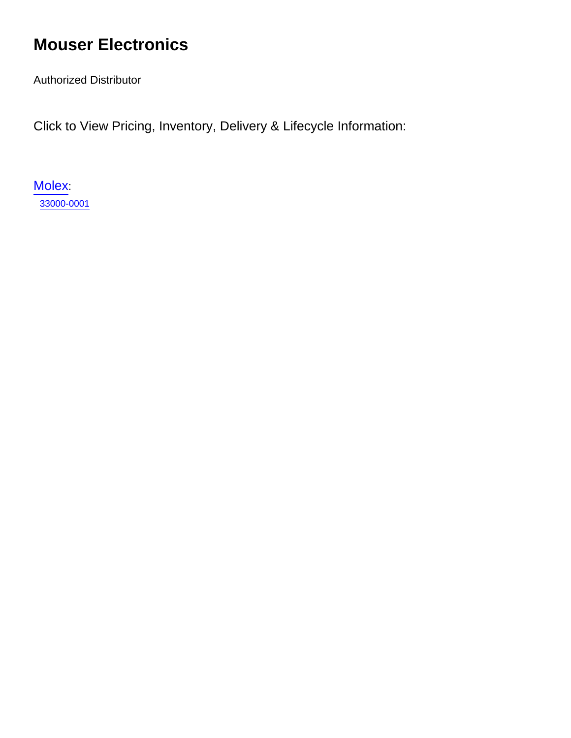# Mouser Electronics

Authorized Distributor

Click to View Pricing, Inventory, Delivery & Lifecycle Information:

Molex:

33000-0001